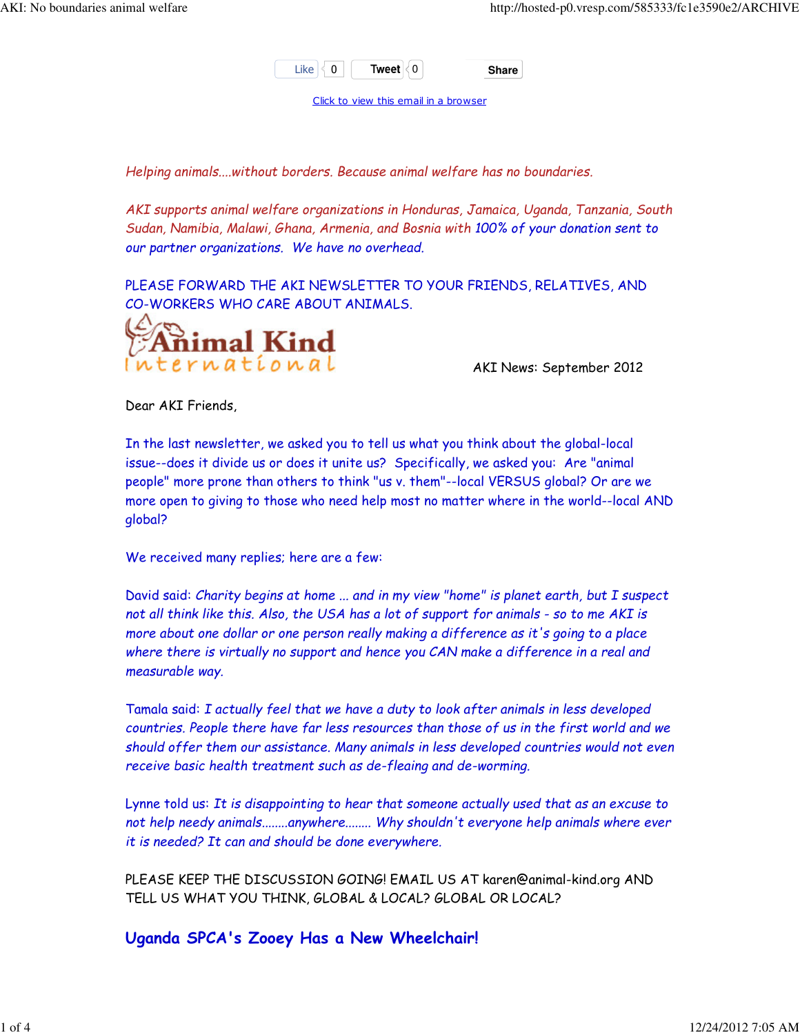Like 0 Tweet 0 Share

Click to view this email in a browser

*Helping animals....without borders. Because animal welfare has no boundaries.*

*AKI supports animal welfare organizations in Honduras, Jamaica, Uganda, Tanzania, South Sudan, Namibia, Malawi, Ghana, Armenia, and Bosnia with 100% of your donation sent to our partner organizations. We have no overhead.*

PLEASE FORWARD THE AKI NEWSLETTER TO YOUR FRIENDS, RELATIVES, AND CO-WORKERS WHO CARE ABOUT ANIMALS.

Animal Kind International

AKI News: September 2012

Dear AKI Friends,

In the last newsletter, we asked you to tell us what you think about the global-local issue--does it divide us or does it unite us? Specifically, we asked you: Are "animal people" more prone than others to think "us v. them"--local VERSUS global? Or are we more open to giving to those who need help most no matter where in the world--local AND global?

We received many replies; here are a few:

David said: *Charity begins at home ... and in my view "home" is planet earth, but I suspect not all think like this. Also, the USA has a lot of support for animals - so to me AKI is more about one dollar or one person really making a difference as it's going to a place where there is virtually no support and hence you CAN make a difference in a real and measurable way.*

Tamala said: *I actually feel that we have a duty to look after animals in less developed countries. People there have far less resources than those of us in the first world and we should offer them our assistance. Many animals in less developed countries would not even receive basic health treatment such as de-fleaing and de-worming.*

Lynne told us: *It is disappointing to hear that someone actually used that as an excuse to not help needy animals........anywhere........ Why shouldn't everyone help animals where ever it is needed? It can and should be done everywhere.*

PLEASE KEEP THE DISCUSSION GOING! EMAIL US AT karen@animal-kind.org AND TELL US WHAT YOU THINK, GLOBAL & LOCAL? GLOBAL OR LOCAL?

## Uganda SPCA's Zooey Has a New Wheelchair!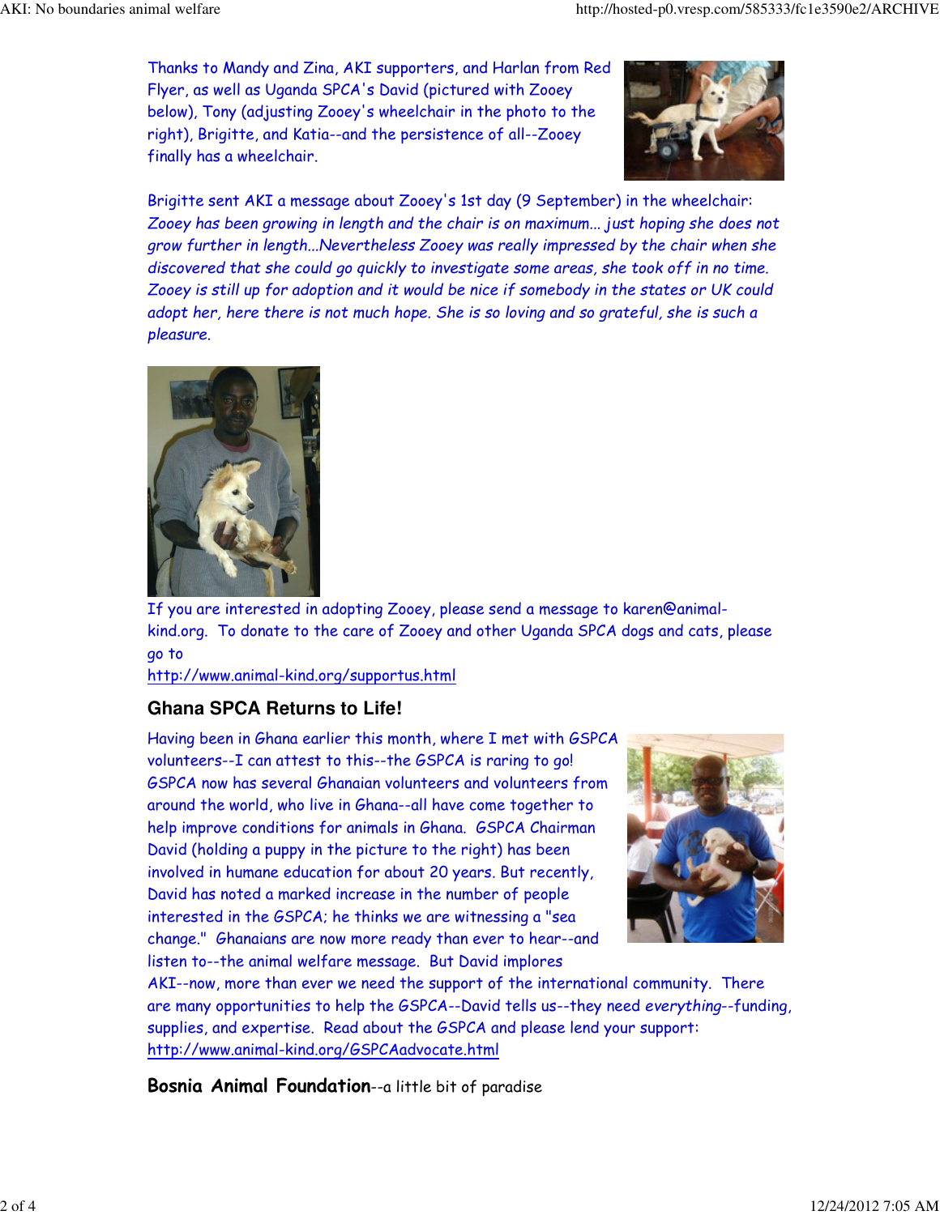Thanks to Mandy and Zina, AKI supporters, and Harlan from Red Flyer, as well as Uganda SPCA's David (pictured with Zooey below), Tony (adjusting Zooey's wheelchair in the photo to the right), Brigitte, and Katia--and the persistence of all--Zooey finally has a wheelchair.

Brigitte sent AKI a message about Zooey's 1st day (9 September) in the wheelchair: *Zooey has been growing in length and the chair is on maximum... just hoping she does not grow further in length...Nevertheless Zooey was really impressed by the chair when she discovered that she could go quickly to investigate some areas, she took off in no time. Zooey is still up for adoption and it would be nice if somebody in the states or UK could adopt her, here there is not much hope. She is so loving and so grateful, she is such a pleasure.*

If you are interested in adopting Zooey, please send a message to karen@animal-kind.org. To donate to the care of Zooey and other Uganda SPCA dogs and cats, please go to http://www.animal-kind.org/supportus.html

## Ghana SPCA Returns to Life!

Having been in Ghana earlier this month, where I met with GSPCA volunteers--I can attest to this--the GSPCA is raring to go! GSPCA now has several Ghanaian volunteers and volunteers from around the world, who live in Ghana--all have come together to help improve conditions for animals in Ghana. GSPCA Chairman David (holding a puppy in the picture to the right) has been involved in humane education for about 20 years. But recently, David has noted a marked increase in the number of people interested in the GSPCA; he thinks we are witnessing a "sea change." Ghanaians are now more ready than ever to hear--and listen to--the animal welfare message. But David implores AKI--now, more than ever we need the support of the international community. There are many opportunities to help the GSPCA--David tells us--they need *everything*--funding, supplies, and expertise. Read about the GSPCA and please lend your support: http://www.animal-kind.org/GSPCAadvocate.html

**Bosnia Animal Foundation**--a little bit of paradise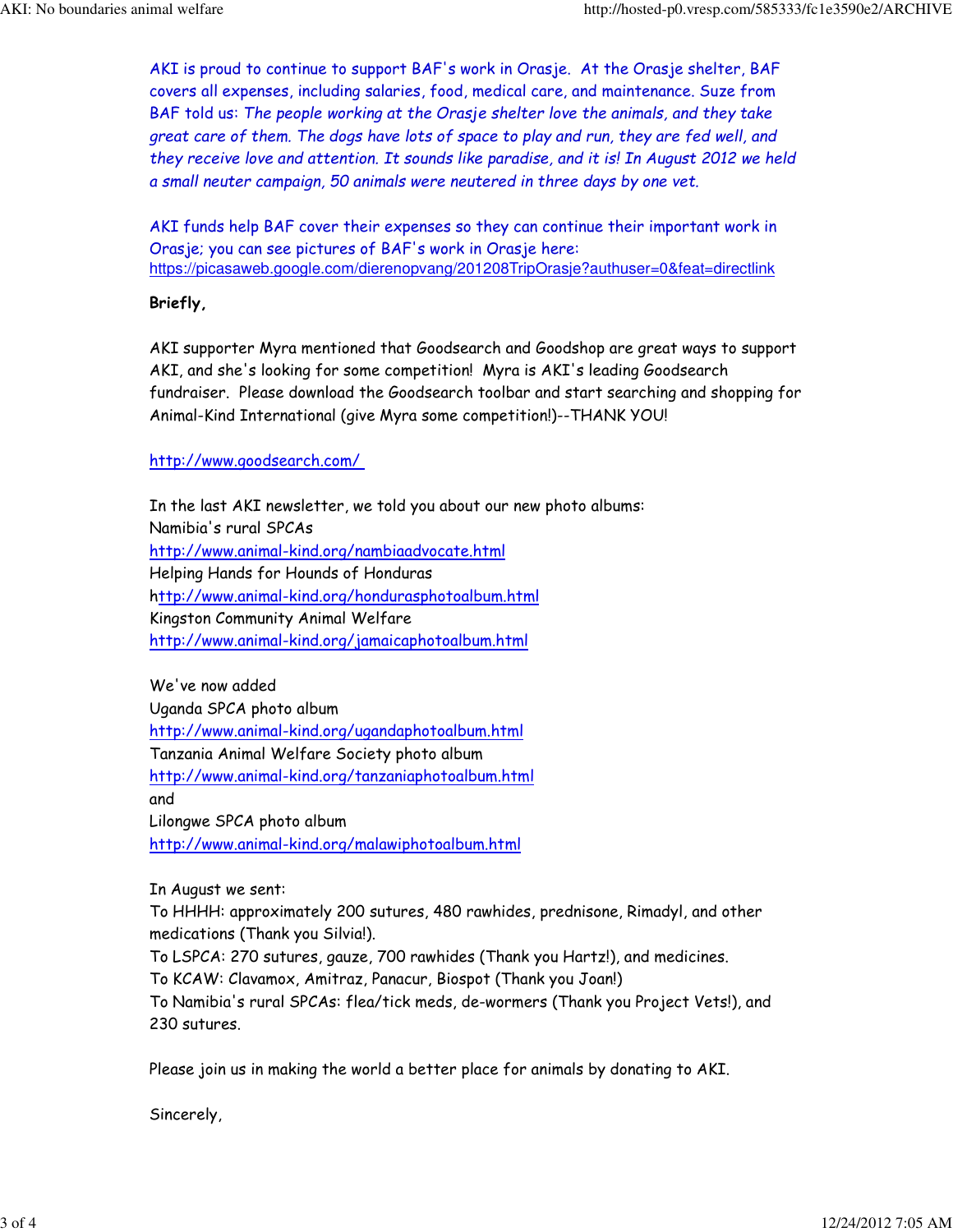AKI is proud to continue to support BAF's work in Orasje. At the Orasje shelter, BAF covers all expenses, including salaries, food, medical care, and maintenance. Suze from BAF told us: *The people working at the Orasje shelter love the animals, and they take great care of them. The dogs have lots of space to play and run, they are fed well, and they receive love and attention. It sounds like paradise, and it is! In August 2012 we held a small neuter campaign, 50 animals were neutered in three days by one vet.*

AKI funds help BAF cover their expenses so they can continue their important work in Orasje; you can see pictures of BAF's work in Orasje here:
https://picasaweb.google.com/dierenopvang/201208TripOrasje?authuser=0&feat=directlink

**Briefly,**

AKI supporter Myra mentioned that Goodsearch and Goodshop are great ways to support AKI, and she's looking for some competition! Myra is AKI's leading Goodsearch fundraiser. Please download the Goodsearch toolbar and start searching and shopping for Animal-Kind International (give Myra some competition!)--THANK YOU!

http://www.goodsearch.com/

In the last AKI newsletter, we told you about our new photo albums:
Namibia's rural SPCAs
http://www.animal-kind.org/nambiaadvocate.html
Helping Hands for Hounds of Honduras
http://www.animal-kind.org/hondurasphotoalbum.html
Kingston Community Animal Welfare
http://www.animal-kind.org/jamaicaphotoalbum.html

We've now added
Uganda SPCA photo album
http://www.animal-kind.org/ugandaphotoalbum.html
Tanzania Animal Welfare Society photo album
http://www.animal-kind.org/tanzaniaphotoalbum.html
and
Lilongwe SPCA photo album
http://www.animal-kind.org/malawiphotoalbum.html

In August we sent:
To HHHH: approximately 200 sutures, 480 rawhides, prednisone, Rimadyl, and other medications (Thank you Silvia!).
To LSPCA: 270 sutures, gauze, 700 rawhides (Thank you Hartz!), and medicines.
To KCAW: Clavamox, Amitraz, Panacur, Biospot (Thank you Joan!)
To Namibia's rural SPCAs: flea/tick meds, de-wormers (Thank you Project Vets!), and 230 sutures.

Please join us in making the world a better place for animals by donating to AKI.

Sincerely,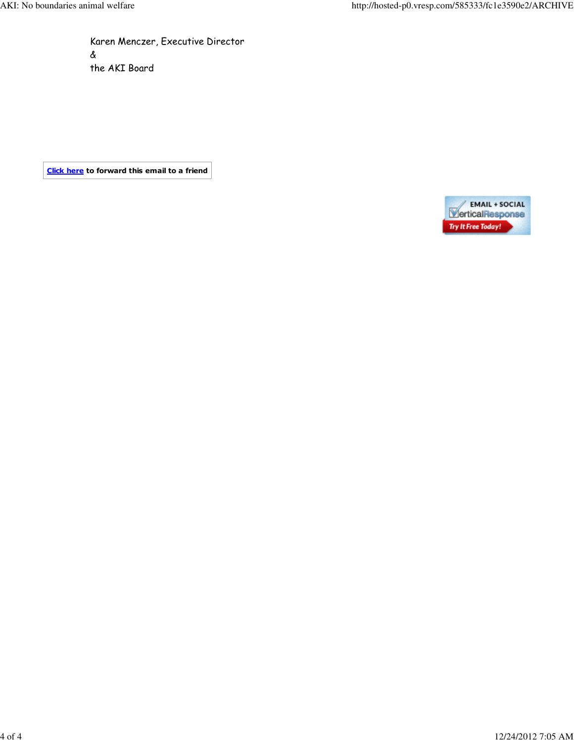Karen Menczer, Executive Director
&
the AKI Board

Click here to forward this email to a friend

EMAIL + SOCIAL
VerticalResponse
Try It Free Today!